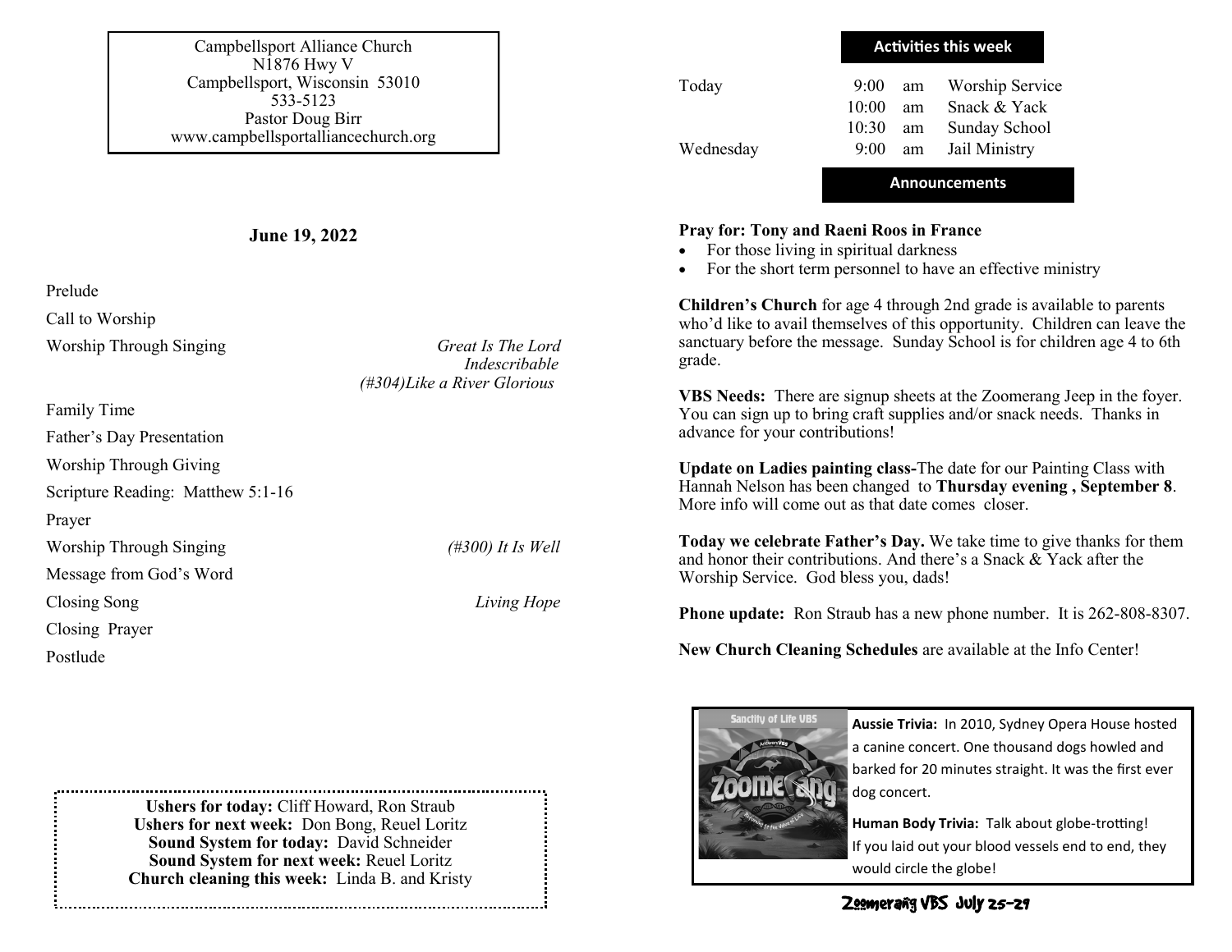Campbellsport Alliance Church
N1876 Hwy V
Campbellsport, Wisconsin 53010
533-5123
Pastor Doug Birr
www.campbellsportalliancechurch.org

**June 19, 2022**

| | |
|---|---|
| Prelude | |
| Call to Worship | |
| Worship Through Singing | *Great Is The Lord* <br> *Indescribable* <br> *(#304)Like a River Glorious* |
| Family Time | |
| Father's Day Presentation | |
| Worship Through Giving | |
| Scripture Reading: Matthew 5:1-16 | |
| Prayer | |
| Worship Through Singing | *(#300) It Is Well* |
| Message from God's Word | |
| Closing Song | *Living Hope* |
| Closing Prayer | |
| Postlude | |

**Ushers for today:** Cliff Howard, Ron Straub
**Ushers for next week:** Don Bong, Reuel Loritz
**Sound System for today:** David Schneider
**Sound System for next week:** Reuel Loritz
**Church cleaning this week:** Linda B. and Kristy

## Activities this week

| | | | |
|---|---|---|---|
| Today | 9:00 | am | Worship Service |
| | 10:00 | am | Snack & Yack |
| | 10:30 | am | Sunday School |
| Wednesday | 9:00 | am | Jail Ministry |

## Announcements

**Pray for: Tony and Raeni Roos in France**

- For those living in spiritual darkness
- For the short term personnel to have an effective ministry

**Children's Church** for age 4 through 2nd grade is available to parents who'd like to avail themselves of this opportunity. Children can leave the sanctuary before the message. Sunday School is for children age 4 to 6th grade.

**VBS Needs:** There are signup sheets at the Zoomerang Jeep in the foyer. You can sign up to bring craft supplies and/or snack needs. Thanks in advance for your contributions!

**Update on Ladies painting class-**The date for our Painting Class with Hannah Nelson has been changed to **Thursday evening , September 8**. More info will come out as that date comes closer.

**Today we celebrate Father's Day.** We take time to give thanks for them and honor their contributions. And there's a Snack & Yack after the Worship Service. God bless you, dads!

**Phone update:** Ron Straub has a new phone number. It is 262-808-8307.

**New Church Cleaning Schedules** are available at the Info Center!

**Aussie Trivia:** In 2010, Sydney Opera House hosted a canine concert. One thousand dogs howled and barked for 20 minutes straight. It was the first ever dog concert.

**Human Body Trivia:** Talk about globe-trotting! If you laid out your blood vessels end to end, they would circle the globe!

Zoomerang VBS July 25-29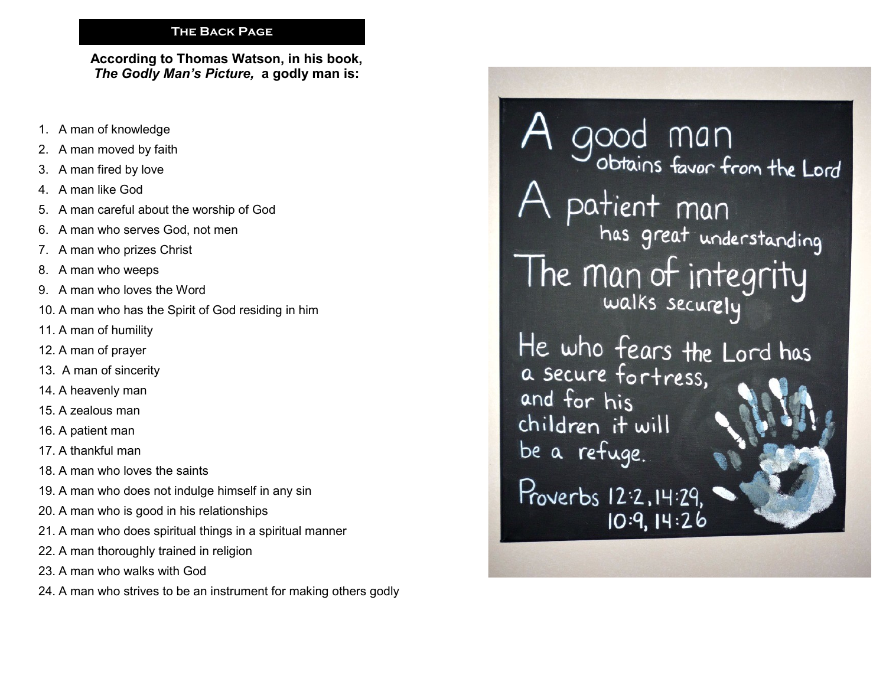## The Back Page

**According to Thomas Watson, in his book, *The Godly Man's Picture,* a godly man is:**

1. A man of knowledge
2. A man moved by faith
3. A man fired by love
4. A man like God
5. A man careful about the worship of God
6. A man who serves God, not men
7. A man who prizes Christ
8. A man who weeps
9. A man who loves the Word
10. A man who has the Spirit of God residing in him
11. A man of humility
12. A man of prayer
13. A man of sincerity
14. A heavenly man
15. A zealous man
16. A patient man
17. A thankful man
18. A man who loves the saints
19. A man who does not indulge himself in any sin
20. A man who is good in his relationships
21. A man who does spiritual things in a spiritual manner
22. A man thoroughly trained in religion
23. A man who walks with God
24. A man who strives to be an instrument for making others godly

A good man obtains favor from the Lord

A patient man has great understanding

The man of integrity walks securely

He who fears the Lord has a secure fortress, and for his children it will be a refuge.

Proverbs 12:2, 14:29, 10:9, 14:26